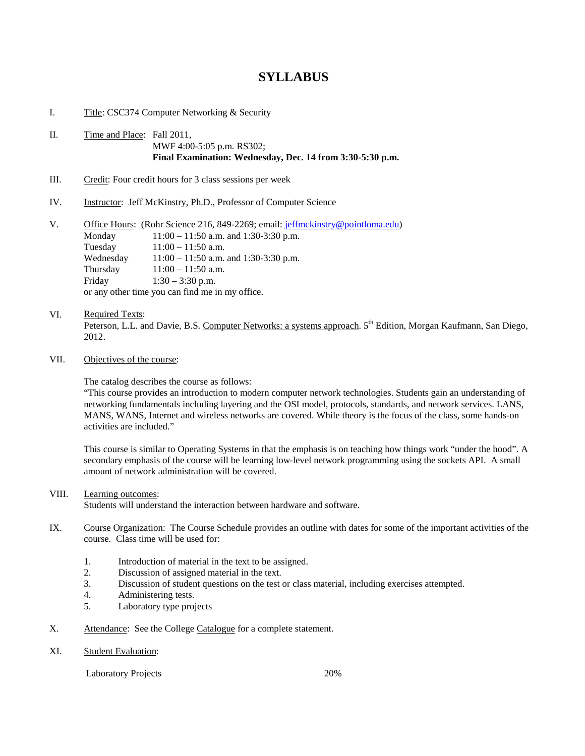# SYLLABUS

I. Title: CSC374 Computer Networking & Security

II. Time and Place: Fall 2011,
MWF 4:00-5:05 p.m. RS302;
**Final Examination: Wednesday, Dec. 14 from 3:30-5:30 p.m.**

III. Credit: Four credit hours for 3 class sessions per week

IV. Instructor: Jeff McKinstry, Ph.D., Professor of Computer Science

V. Office Hours: (Rohr Science 216, 849-2269; email: jeffmckinstry@pointloma.edu)

| | |
|---|---|
| Monday | 11:00 – 11:50 a.m. and 1:30-3:30 p.m. |
| Tuesday | 11:00 – 11:50 a.m. |
| Wednesday | 11:00 – 11:50 a.m. and 1:30-3:30 p.m. |
| Thursday | 11:00 – 11:50 a.m. |
| Friday | 1:30 – 3:30 p.m. |

or any other time you can find me in my office.

VI. Required Texts:
Peterson, L.L. and Davie, B.S. Computer Networks: a systems approach. 5th Edition, Morgan Kaufmann, San Diego, 2012.

VII. Objectives of the course:

The catalog describes the course as follows:
"This course provides an introduction to modern computer network technologies. Students gain an understanding of networking fundamentals including layering and the OSI model, protocols, standards, and network services. LANS, MANS, WANS, Internet and wireless networks are covered. While theory is the focus of the class, some hands-on activities are included."

This course is similar to Operating Systems in that the emphasis is on teaching how things work "under the hood". A secondary emphasis of the course will be learning low-level network programming using the sockets API. A small amount of network administration will be covered.

VIII. Learning outcomes:
Students will understand the interaction between hardware and software.

IX. Course Organization: The Course Schedule provides an outline with dates for some of the important activities of the course. Class time will be used for:

1. Introduction of material in the text to be assigned.
2. Discussion of assigned material in the text.
3. Discussion of student questions on the test or class material, including exercises attempted.
4. Administering tests.
5. Laboratory type projects

X. Attendance: See the College Catalogue for a complete statement.

XI. Student Evaluation:

| | |
|---|---|
| Laboratory Projects | 20% |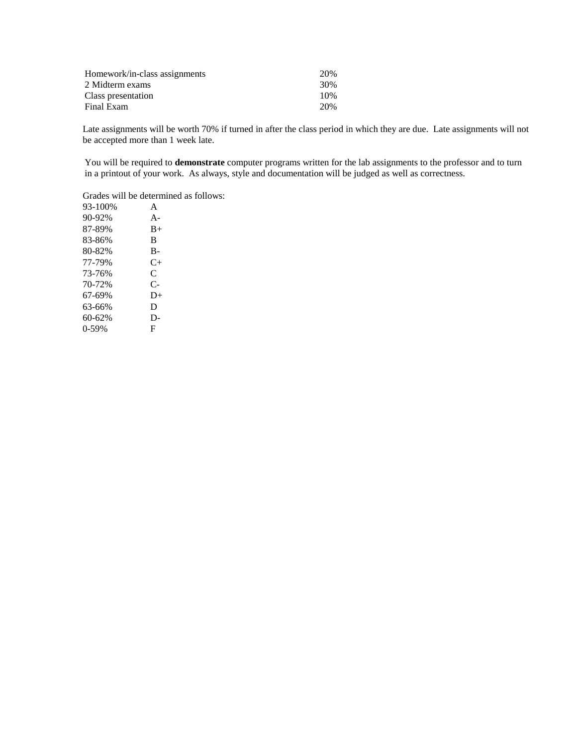| | |
|---|---|
| Homework/in-class assignments | 20% |
| 2 Midterm exams | 30% |
| Class presentation | 10% |
| Final Exam | 20% |

Late assignments will be worth 70% if turned in after the class period in which they are due. Late assignments will not be accepted more than 1 week late.

You will be required to **demonstrate** computer programs written for the lab assignments to the professor and to turn in a printout of your work. As always, style and documentation will be judged as well as correctness.

Grades will be determined as follows:

| | |
|---|---|
| 93-100% | A |
| 90-92% | A- |
| 87-89% | B+ |
| 83-86% | B |
| 80-82% | B- |
| 77-79% | C+ |
| 73-76% | C |
| 70-72% | C- |
| 67-69% | D+ |
| 63-66% | D |
| 60-62% | D- |
| 0-59% | F |